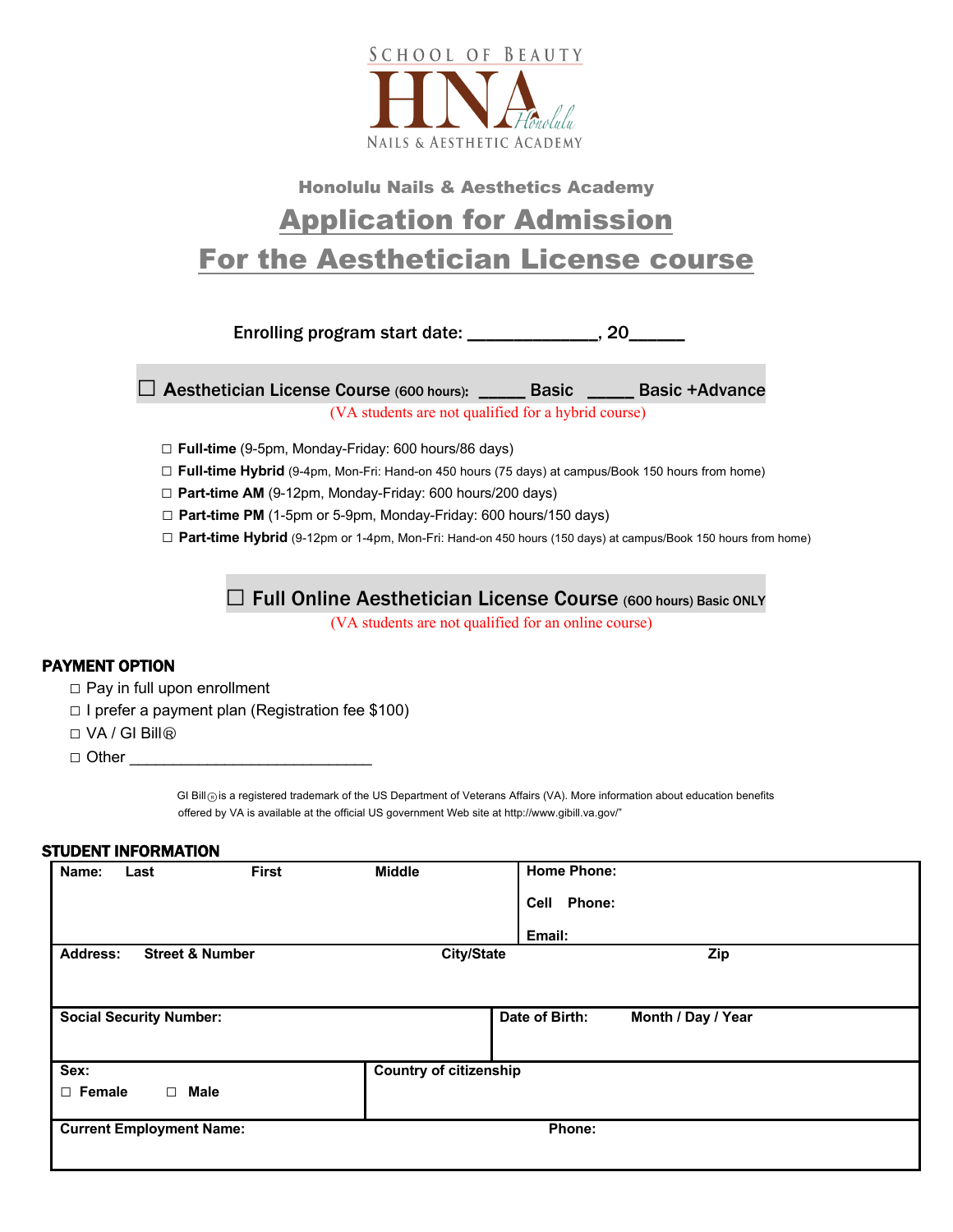SCHOOL OF BEAUTY

HNA Honolulu

NAILS & AESTHETIC ACADEMY

### Honolulu Nails & Aesthetics Academy

# Application for Admission

# For the Aesthetician License course

Enrolling program start date: ______________, 20______

☐ **Aesthetician License Course** (600 hours): _____ Basic _____ Basic +Advance

(VA students are not qualified for a hybrid course)

- ☐ **Full-time** (9-5pm, Monday-Friday: 600 hours/86 days)
- ☐ **Full-time Hybrid** (9-4pm, Mon-Fri: Hand-on 450 hours (75 days) at campus/Book 150 hours from home)
- ☐ **Part-time AM** (9-12pm, Monday-Friday: 600 hours/200 days)
- ☐ **Part-time PM** (1-5pm or 5-9pm, Monday-Friday: 600 hours/150 days)
- ☐ **Part-time Hybrid** (9-12pm or 1-4pm, Mon-Fri: Hand-on 450 hours (150 days) at campus/Book 150 hours from home)

☐ **Full Online Aesthetician License Course** (600 hours) Basic ONLY

(VA students are not qualified for an online course)

## PAYMENT OPTION

- ☐ Pay in full upon enrollment
- ☐ I prefer a payment plan (Registration fee $100)
- ☐ VA / GI Bill®
- ☐ Other ____________________________

GI Bill® is a registered trademark of the US Department of Veterans Affairs (VA). More information about education benefits offered by VA is available at the official US government Web site at http://www.gibill.va.gov/"

## STUDENT INFORMATION

| | |
|---|---|
| **Name:** **Last** **First** **Middle** | **Home Phone:**<br>**Cell Phone:**<br>**Email:** |
| **Address:** **Street & Number** **City/State** | **Zip** |
| **Social Security Number:** | **Date of Birth:** **Month / Day / Year** |
| **Sex:**<br>☐ **Female** ☐ **Male** | **Country of citizenship** |
| **Current Employment Name:** | **Phone:** |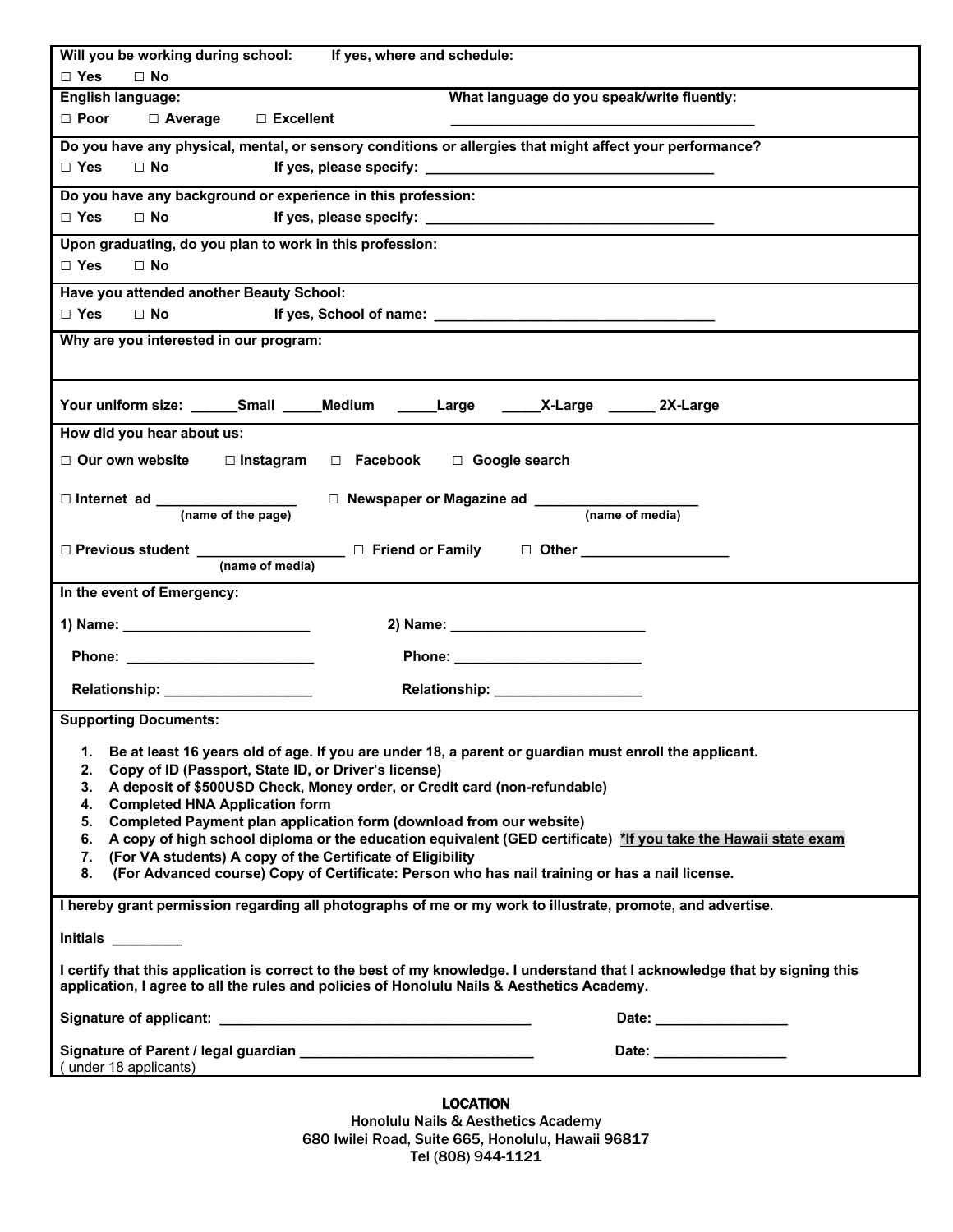**Will you be working during school:** **If yes, where and schedule:**

☐ Yes ☐ No

**English language:**

☐ Poor ☐ Average ☐ Excellent

**What language do you speak/write fluently:** ______________________________________

**Do you have any physical, mental, or sensory conditions or allergies that might affect your performance?**

☐ Yes ☐ No **If yes, please specify:** ____________________________________

**Do you have any background or experience in this profession:**

☐ Yes ☐ No **If yes, please specify:** ____________________________________

**Upon graduating, do you plan to work in this profession:**

☐ Yes ☐ No

**Have you attended another Beauty School:**

☐ Yes ☐ No **If yes, School of name:** ___________________________________

**Why are you interested in our program:**

**Your uniform size:** ______Small _____Medium _____Large _____X-Large ______ 2X-Large

**How did you hear about us:**

☐ Our own website ☐ Instagram ☐ Facebook ☐ Google search

☐ Internet ad _________________ (name of the page) ☐ Newspaper or Magazine ad ____________________ (name of media)

☐ Previous student __________________ (name of media) ☐ Friend or Family ☐ Other __________________

**In the event of Emergency:**

1) Name: _______________________ 2) Name: ________________________

Phone: _______________________ Phone: ________________________

Relationship: __________________ Relationship: __________________

**Supporting Documents:**

1. Be at least 16 years old of age. If you are under 18, a parent or guardian must enroll the applicant.
2. Copy of ID (Passport, State ID, or Driver's license)
3. A deposit of $500USD Check, Money order, or Credit card (non-refundable)
4. Completed HNA Application form
5. Completed Payment plan application form (download from our website)
6. A copy of high school diploma or the education equivalent (GED certificate) **\*If you take the Hawaii state exam**
7. (For VA students) A copy of the Certificate of Eligibility
8. (For Advanced course) Copy of Certificate: Person who has nail training or has a nail license.

**I hereby grant permission regarding all photographs of me or my work to illustrate, promote, and advertise.**

**Initials** _________

**I certify that this application is correct to the best of my knowledge. I understand that I acknowledge that by signing this application, I agree to all the rules and policies of Honolulu Nails & Aesthetics Academy.**

**Signature of applicant:** _______________________________________ **Date:** ________________

**Signature of Parent / legal guardian** ______________________________ **Date:** ________________
(under 18 applicants)

## LOCATION

Honolulu Nails & Aesthetics Academy
680 Iwilei Road, Suite 665, Honolulu, Hawaii 96817
Tel (808) 944-1121